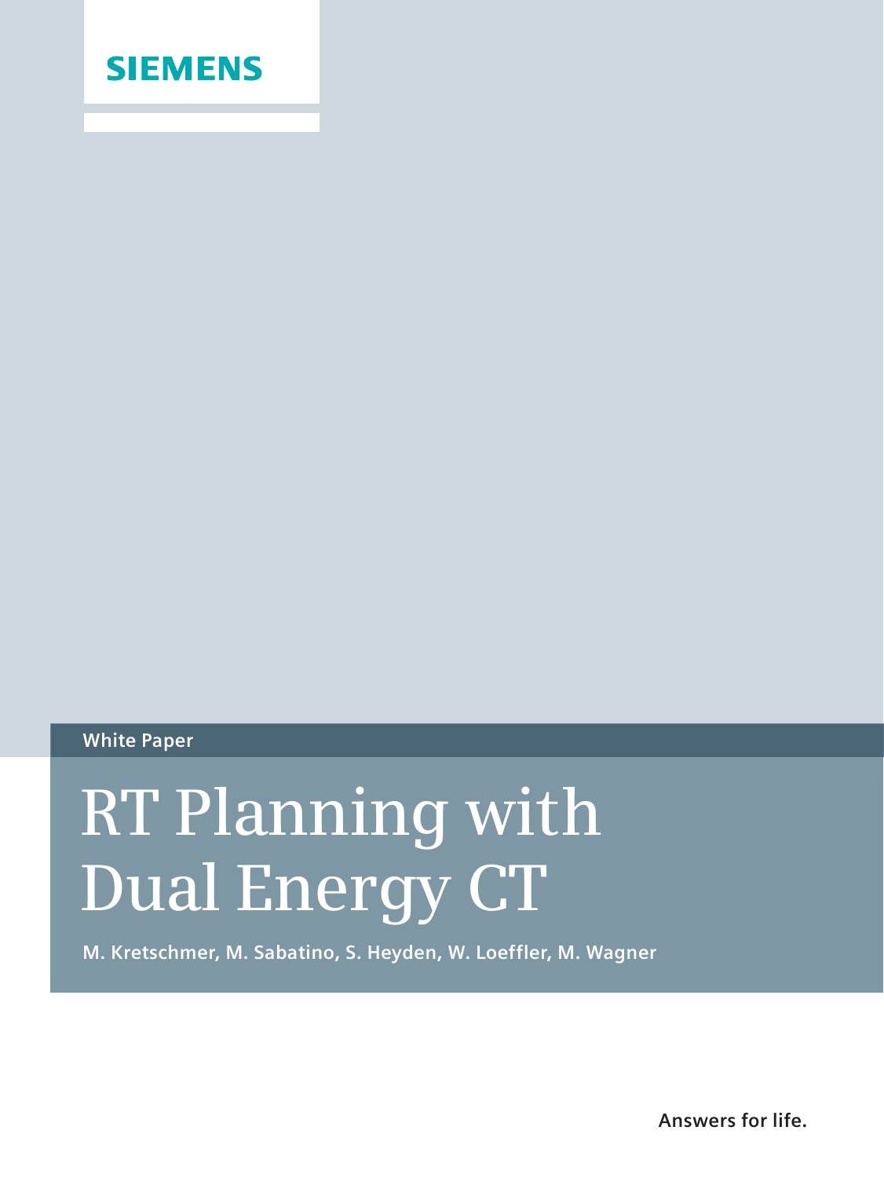SIEMENS

White Paper

# RT Planning with Dual Energy CT

**M. Kretschmer, M. Sabatino, S. Heyden, W. Loeffler, M. Wagner**

**Answers for life.**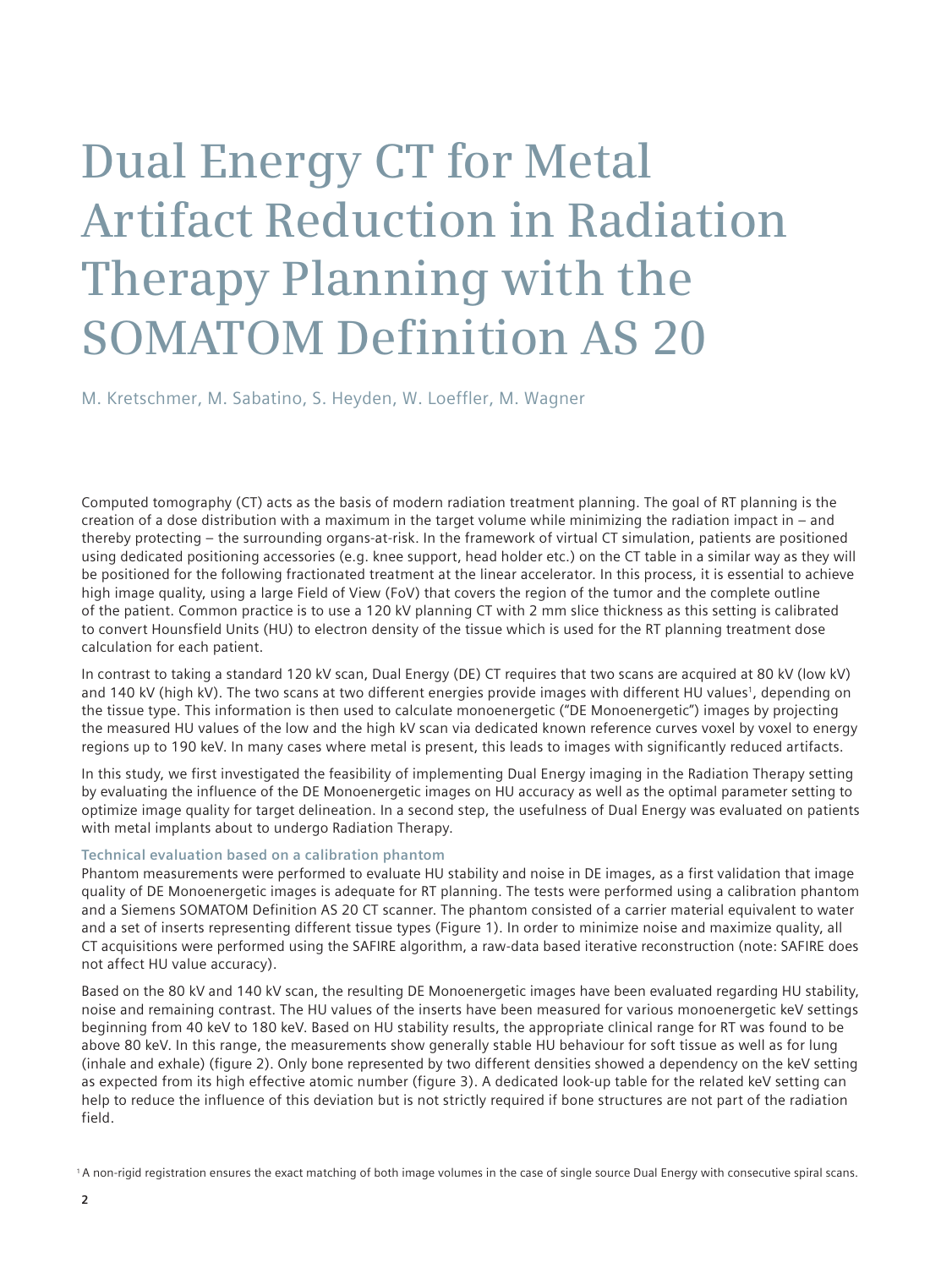# Dual Energy CT for Metal Artifact Reduction in Radiation Therapy Planning with the SOMATOM Definition AS 20

M. Kretschmer, M. Sabatino, S. Heyden, W. Loeffler, M. Wagner

Computed tomography (CT) acts as the basis of modern radiation treatment planning. The goal of RT planning is the creation of a dose distribution with a maximum in the target volume while minimizing the radiation impact in – and thereby protecting – the surrounding organs-at-risk. In the framework of virtual CT simulation, patients are positioned using dedicated positioning accessories (e.g. knee support, head holder etc.) on the CT table in a similar way as they will be positioned for the following fractionated treatment at the linear accelerator. In this process, it is essential to achieve high image quality, using a large Field of View (FoV) that covers the region of the tumor and the complete outline of the patient. Common practice is to use a 120 kV planning CT with 2 mm slice thickness as this setting is calibrated to convert Hounsfield Units (HU) to electron density of the tissue which is used for the RT planning treatment dose calculation for each patient.

In contrast to taking a standard 120 kV scan, Dual Energy (DE) CT requires that two scans are acquired at 80 kV (low kV) and 140 kV (high kV). The two scans at two different energies provide images with different HU values[1], depending on the tissue type. This information is then used to calculate monoenergetic ("DE Monoenergetic") images by projecting the measured HU values of the low and the high kV scan via dedicated known reference curves voxel by voxel to energy regions up to 190 keV. In many cases where metal is present, this leads to images with significantly reduced artifacts.

In this study, we first investigated the feasibility of implementing Dual Energy imaging in the Radiation Therapy setting by evaluating the influence of the DE Monoenergetic images on HU accuracy as well as the optimal parameter setting to optimize image quality for target delineation. In a second step, the usefulness of Dual Energy was evaluated on patients with metal implants about to undergo Radiation Therapy.

### Technical evaluation based on a calibration phantom

Phantom measurements were performed to evaluate HU stability and noise in DE images, as a first validation that image quality of DE Monoenergetic images is adequate for RT planning. The tests were performed using a calibration phantom and a Siemens SOMATOM Definition AS 20 CT scanner. The phantom consisted of a carrier material equivalent to water and a set of inserts representing different tissue types (Figure 1). In order to minimize noise and maximize quality, all CT acquisitions were performed using the SAFIRE algorithm, a raw-data based iterative reconstruction (note: SAFIRE does not affect HU value accuracy).

Based on the 80 kV and 140 kV scan, the resulting DE Monoenergetic images have been evaluated regarding HU stability, noise and remaining contrast. The HU values of the inserts have been measured for various monoenergetic keV settings beginning from 40 keV to 180 keV. Based on HU stability results, the appropriate clinical range for RT was found to be above 80 keV. In this range, the measurements show generally stable HU behaviour for soft tissue as well as for lung (inhale and exhale) (figure 2). Only bone represented by two different densities showed a dependency on the keV setting as expected from its high effective atomic number (figure 3). A dedicated look-up table for the related keV setting can help to reduce the influence of this deviation but is not strictly required if bone structures are not part of the radiation field.

[1] A non-rigid registration ensures the exact matching of both image volumes in the case of single source Dual Energy with consecutive spiral scans.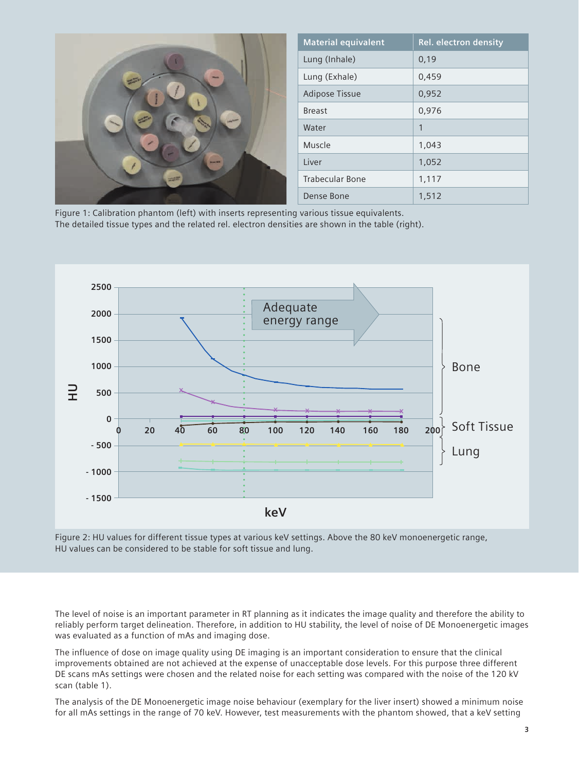| Material equivalent | Rel. electron density |
| --- | --- |
| Lung (Inhale) | 0,19 |
| Lung (Exhale) | 0,459 |
| Adipose Tissue | 0,952 |
| Breast | 0,976 |
| Water | 1 |
| Muscle | 1,043 |
| Liver | 1,052 |
| Trabecular Bone | 1,117 |
| Dense Bone | 1,512 |

Figure 1: Calibration phantom (left) with inserts representing various tissue equivalents.
The detailed tissue types and the related rel. electron densities are shown in the table (right).

Figure 2: HU values for different tissue types at various keV settings. Above the 80 keV monoenergetic range, HU values can be considered to be stable for soft tissue and lung.

The level of noise is an important parameter in RT planning as it indicates the image quality and therefore the ability to reliably perform target delineation. Therefore, in addition to HU stability, the level of noise of DE Monoenergetic images was evaluated as a function of mAs and imaging dose.

The influence of dose on image quality using DE imaging is an important consideration to ensure that the clinical improvements obtained are not achieved at the expense of unacceptable dose levels. For this purpose three different DE scans mAs settings were chosen and the related noise for each setting was compared with the noise of the 120 kV scan (table 1).

The analysis of the DE Monoenergetic image noise behaviour (exemplary for the liver insert) showed a minimum noise for all mAs settings in the range of 70 keV. However, test measurements with the phantom showed, that a keV setting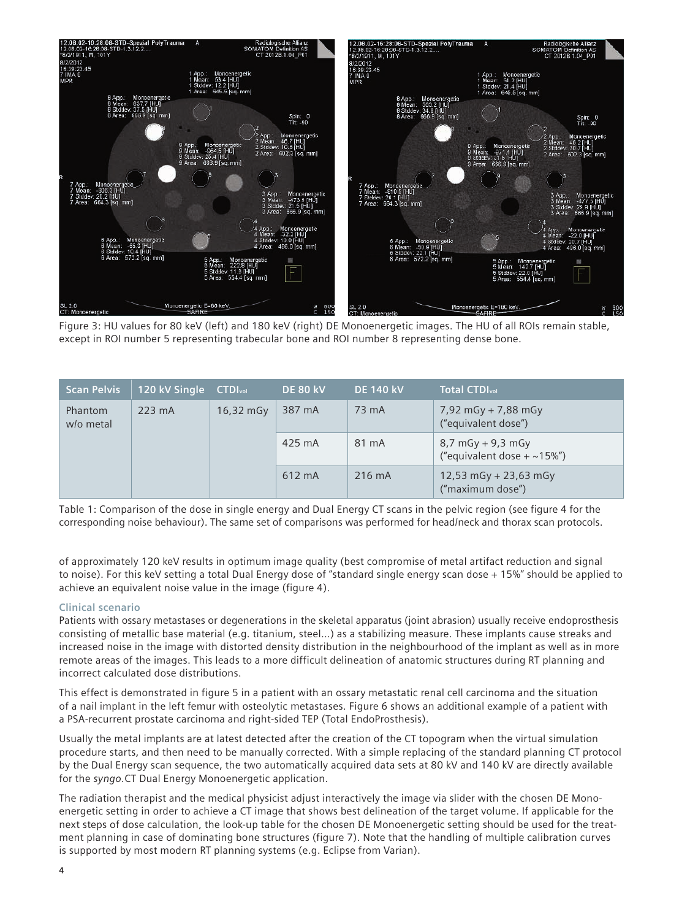Figure 3: HU values for 80 keV (left) and 180 keV (right) DE Monoenergetic images. The HU of all ROIs remain stable, except in ROI number 5 representing trabecular bone and ROI number 8 representing dense bone.

| Scan Pelvis | 120 kV Single | $CTDI_{vol}$ | DE 80 kV | DE 140 kV | Total $CTDI_{vol}$ |
|---|---|---|---|---|---|
| Phantom w/o metal | 223 mA | 16,32 mGy | 387 mA | 73 mA | 7,92 mGy + 7,88 mGy ("equivalent dose") |
| | | | 425 mA | 81 mA | 8,7 mGy + 9,3 mGy ("equivalent dose + ~15%") |
| | | | 612 mA | 216 mA | 12,53 mGy + 23,63 mGy ("maximum dose") |

Table 1: Comparison of the dose in single energy and Dual Energy CT scans in the pelvic region (see figure 4 for the corresponding noise behaviour). The same set of comparisons was performed for head/neck and thorax scan protocols.

of approximately 120 keV results in optimum image quality (best compromise of metal artifact reduction and signal to noise). For this keV setting a total Dual Energy dose of "standard single energy scan dose + 15%" should be applied to achieve an equivalent noise value in the image (figure 4).

### Clinical scenario

Patients with ossary metastases or degenerations in the skeletal apparatus (joint abrasion) usually receive endoprosthesis consisting of metallic base material (e.g. titanium, steel...) as a stabilizing measure. These implants cause streaks and increased noise in the image with distorted density distribution in the neighbourhood of the implant as well as in more remote areas of the images. This leads to a more difficult delineation of anatomic structures during RT planning and incorrect calculated dose distributions.

This effect is demonstrated in figure 5 in a patient with an ossary metastatic renal cell carcinoma and the situation of a nail implant in the left femur with osteolytic metastases. Figure 6 shows an additional example of a patient with a PSA-recurrent prostate carcinoma and right-sided TEP (Total EndoProsthesis).

Usually the metal implants are at latest detected after the creation of the CT topogram when the virtual simulation procedure starts, and then need to be manually corrected. With a simple replacing of the standard planning CT protocol by the Dual Energy scan sequence, the two automatically acquired data sets at 80 kV and 140 kV are directly available for the *syngo*.CT Dual Energy Monoenergetic application.

The radiation therapist and the medical physicist adjust interactively the image via slider with the chosen DE Monoenergetic setting in order to achieve a CT image that shows best delineation of the target volume. If applicable for the next steps of dose calculation, the look-up table for the chosen DE Monoenergetic setting should be used for the treatment planning in case of dominating bone structures (figure 7). Note that the handling of multiple calibration curves is supported by most modern RT planning systems (e.g. Eclipse from Varian).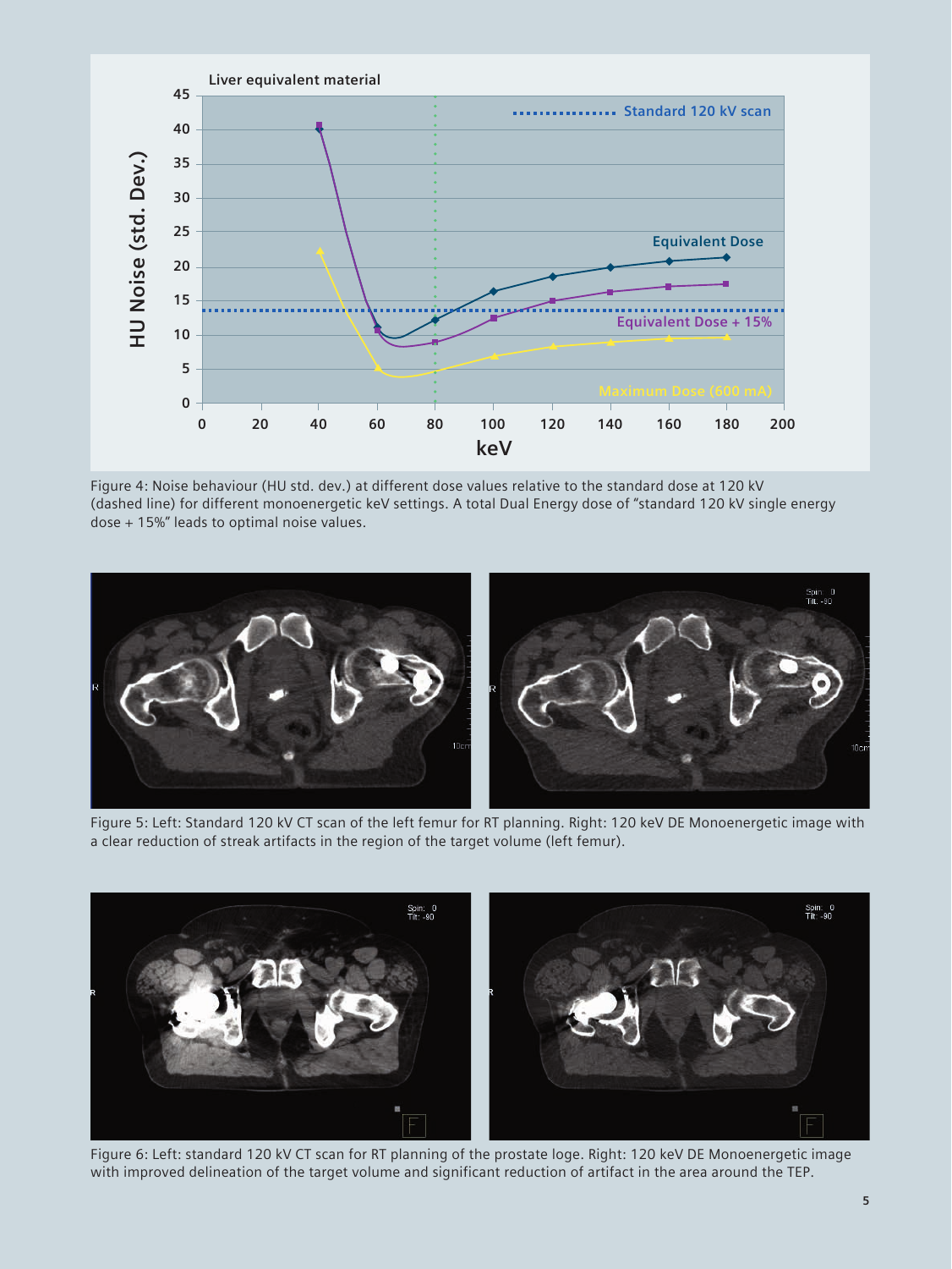Figure 4: Noise behaviour (HU std. dev.) at different dose values relative to the standard dose at 120 kV (dashed line) for different monoenergetic keV settings. A total Dual Energy dose of "standard 120 kV single energy dose + 15%" leads to optimal noise values.

Figure 5: Left: Standard 120 kV CT scan of the left femur for RT planning. Right: 120 keV DE Monoenergetic image with a clear reduction of streak artifacts in the region of the target volume (left femur).

Figure 6: Left: standard 120 kV CT scan for RT planning of the prostate loge. Right: 120 keV DE Monoenergetic image with improved delineation of the target volume and significant reduction of artifact in the area around the TEP.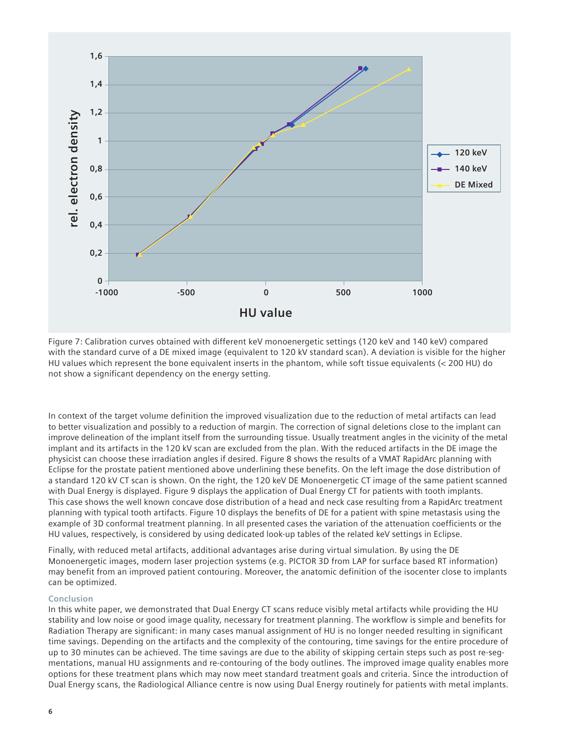Figure 7: Calibration curves obtained with different keV monoenergetic settings (120 keV and 140 keV) compared with the standard curve of a DE mixed image (equivalent to 120 kV standard scan). A deviation is visible for the higher HU values which represent the bone equivalent inserts in the phantom, while soft tissue equivalents (< 200 HU) do not show a significant dependency on the energy setting.

In context of the target volume definition the improved visualization due to the reduction of metal artifacts can lead to better visualization and possibly to a reduction of margin. The correction of signal deletions close to the implant can improve delineation of the implant itself from the surrounding tissue. Usually treatment angles in the vicinity of the metal implant and its artifacts in the 120 kV scan are excluded from the plan. With the reduced artifacts in the DE image the physicist can choose these irradiation angles if desired. Figure 8 shows the results of a VMAT RapidArc planning with Eclipse for the prostate patient mentioned above underlining these benefits. On the left image the dose distribution of a standard 120 kV CT scan is shown. On the right, the 120 keV DE Monoenergetic CT image of the same patient scanned with Dual Energy is displayed. Figure 9 displays the application of Dual Energy CT for patients with tooth implants. This case shows the well known concave dose distribution of a head and neck case resulting from a RapidArc treatment planning with typical tooth artifacts. Figure 10 displays the benefits of DE for a patient with spine metastasis using the example of 3D conformal treatment planning. In all presented cases the variation of the attenuation coefficients or the HU values, respectively, is considered by using dedicated look-up tables of the related keV settings in Eclipse.

Finally, with reduced metal artifacts, additional advantages arise during virtual simulation. By using the DE Monoenergetic images, modern laser projection systems (e.g. PICTOR 3D from LAP for surface based RT information) may benefit from an improved patient contouring. Moreover, the anatomic definition of the isocenter close to implants can be optimized.

## Conclusion

In this white paper, we demonstrated that Dual Energy CT scans reduce visibly metal artifacts while providing the HU stability and low noise or good image quality, necessary for treatment planning. The workflow is simple and benefits for Radiation Therapy are significant: in many cases manual assignment of HU is no longer needed resulting in significant time savings. Depending on the artifacts and the complexity of the contouring, time savings for the entire procedure of up to 30 minutes can be achieved. The time savings are due to the ability of skipping certain steps such as post re-segmentations, manual HU assignments and re-contouring of the body outlines. The improved image quality enables more options for these treatment plans which may now meet standard treatment goals and criteria. Since the introduction of Dual Energy scans, the Radiological Alliance centre is now using Dual Energy routinely for patients with metal implants.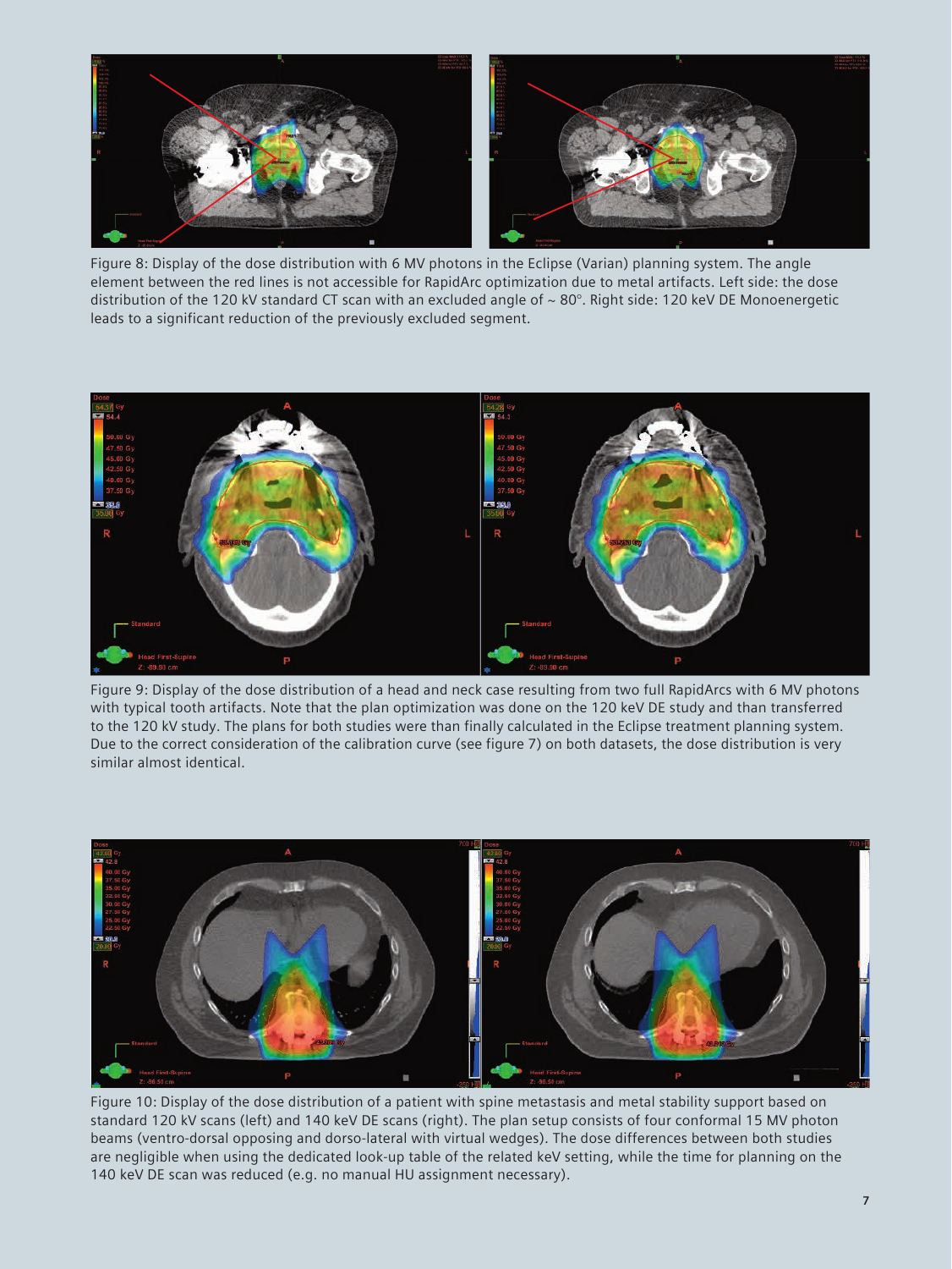Figure 8: Display of the dose distribution with 6 MV photons in the Eclipse (Varian) planning system. The angle element between the red lines is not accessible for RapidArc optimization due to metal artifacts. Left side: the dose distribution of the 120 kV standard CT scan with an excluded angle of ~ 80°. Right side: 120 keV DE Monoenergetic leads to a significant reduction of the previously excluded segment.

Figure 9: Display of the dose distribution of a head and neck case resulting from two full RapidArcs with 6 MV photons with typical tooth artifacts. Note that the plan optimization was done on the 120 keV DE study and than transferred to the 120 kV study. The plans for both studies were than finally calculated in the Eclipse treatment planning system. Due to the correct consideration of the calibration curve (see figure 7) on both datasets, the dose distribution is very similar almost identical.

Figure 10: Display of the dose distribution of a patient with spine metastasis and metal stability support based on standard 120 kV scans (left) and 140 keV DE scans (right). The plan setup consists of four conformal 15 MV photon beams (ventro-dorsal opposing and dorso-lateral with virtual wedges). The dose differences between both studies are negligible when using the dedicated look-up table of the related keV setting, while the time for planning on the 140 keV DE scan was reduced (e.g. no manual HU assignment necessary).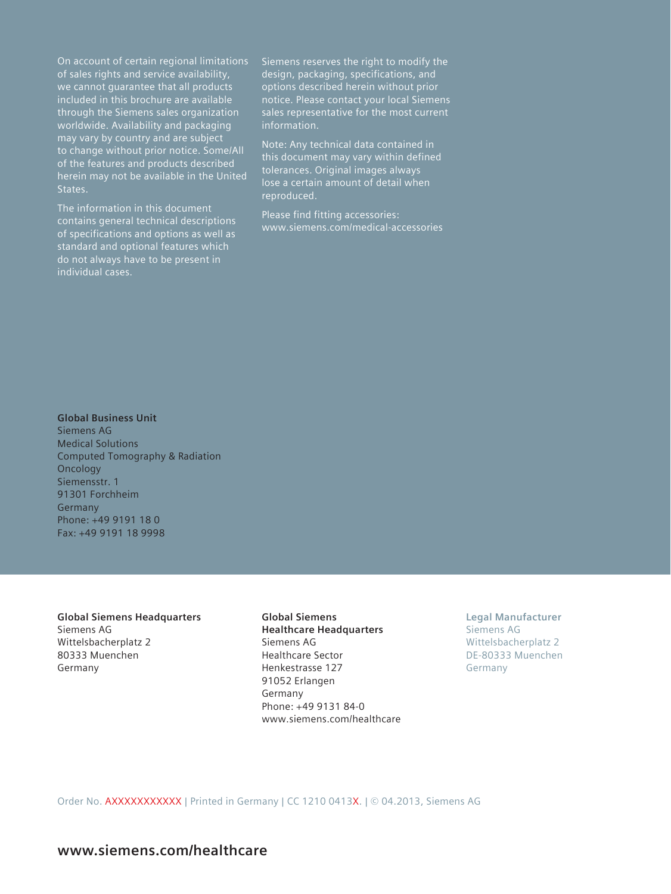On account of certain regional limitations of sales rights and service availability, we cannot guarantee that all products included in this brochure are available through the Siemens sales organization worldwide. Availability and packaging may vary by country and are subject to change without prior notice. Some/All of the features and products described herein may not be available in the United States.

The information in this document contains general technical descriptions of specifications and options as well as standard and optional features which do not always have to be present in individual cases.

Siemens reserves the right to modify the design, packaging, specifications, and options described herein without prior notice. Please contact your local Siemens sales representative for the most current information.

Note: Any technical data contained in this document may vary within defined tolerances. Original images always lose a certain amount of detail when reproduced.

Please find fitting accessories: www.siemens.com/medical-accessories

**Global Business Unit**
Siemens AG
Medical Solutions
Computed Tomography & Radiation Oncology
Siemensstr. 1
91301 Forchheim
Germany
Phone: +49 9191 18 0
Fax: +49 9191 18 9998

**Global Siemens Headquarters**
Siemens AG
Wittelsbacherplatz 2
80333 Muenchen
Germany

**Global Siemens Healthcare Headquarters**
Siemens AG
Healthcare Sector
Henkestrasse 127
91052 Erlangen
Germany
Phone: +49 9131 84-0
www.siemens.com/healthcare

**Legal Manufacturer**
Siemens AG
Wittelsbacherplatz 2
DE-80333 Muenchen
Germany

Order No. AXXXXXXXXXXX | Printed in Germany | CC 1210 0413X. | © 04.2013, Siemens AG

**www.siemens.com/healthcare**